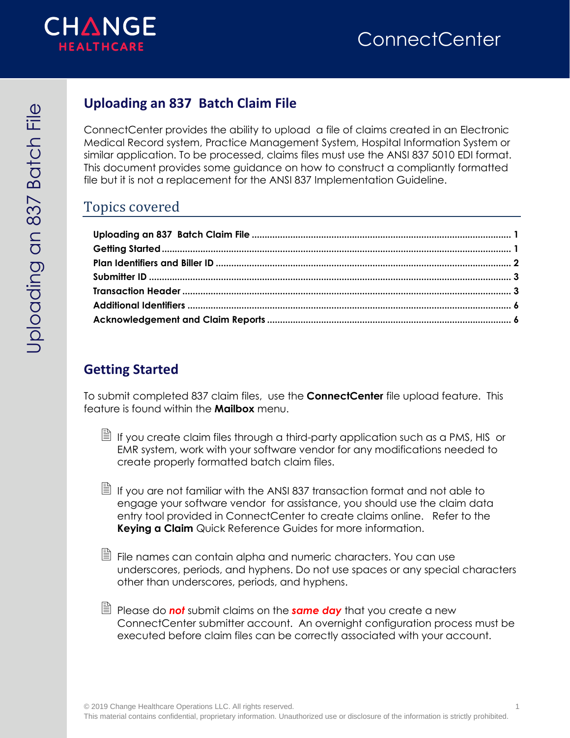# Uploading an 837 Batch Claim File

ConnectCenter provides the ability to upload a file of claims created in an Electronic Medical Record system, Practice Management System, Hospital Information System or similar application. To be processed, claims files must use the ANSI 837 5010 EDI format. This document provides some guidance on how to construct a compliantly formatted file but it is not a replacement for the ANSI 837 Implementation Guideline.

## Topics covered

**Uploading an 837 Batch Claim File** .......... 1
**Getting Started** .......... 1
**Plan Identifiers and Biller ID** .......... 2
**Submitter ID** .......... 3
**Transaction Header** .......... 3
**Additional Identifiers** .......... 6
**Acknowledgement and Claim Reports** .......... 6

# Getting Started

To submit completed 837 claim files, use the **ConnectCenter** file upload feature. This feature is found within the **Mailbox** menu.

- If you create claim files through a third-party application such as a PMS, HIS or EMR system, work with your software vendor for any modifications needed to create properly formatted batch claim files.

- If you are not familiar with the ANSI 837 transaction format and not able to engage your software vendor for assistance, you should use the claim data entry tool provided in ConnectCenter to create claims online. Refer to the **Keying a Claim** Quick Reference Guides for more information.

- File names can contain alpha and numeric characters. You can use underscores, periods, and hyphens. Do not use spaces or any special characters other than underscores, periods, and hyphens.

- Please do ***not*** submit claims on the ***same day*** that you create a new ConnectCenter submitter account. An overnight configuration process must be executed before claim files can be correctly associated with your account.

© 2019 Change Healthcare Operations LLC. All rights reserved.
This material contains confidential, proprietary information. Unauthorized use or disclosure of the information is strictly prohibited.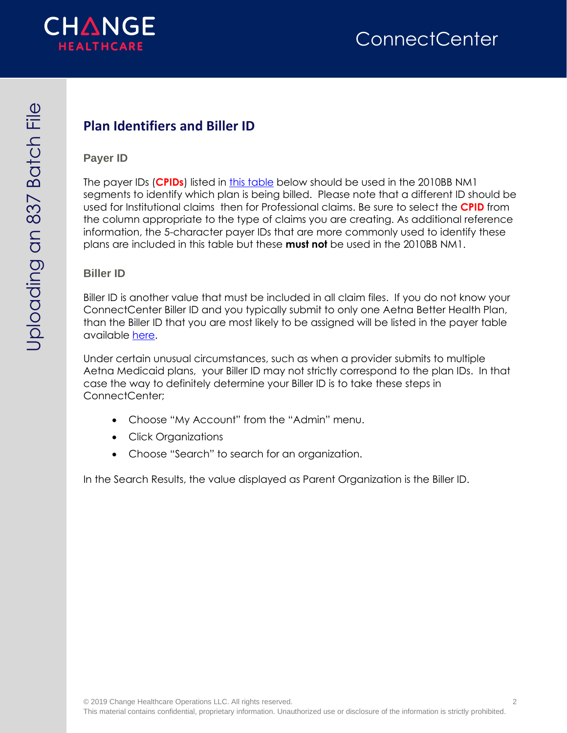## Plan Identifiers and Biller ID

### Payer ID

The payer IDs (**CPIDs**) listed in this table below should be used in the 2010BB NM1 segments to identify which plan is being billed. Please note that a different ID should be used for Institutional claims then for Professional claims. Be sure to select the **CPID** from the column appropriate to the type of claims you are creating. As additional reference information, the 5-character payer IDs that are more commonly used to identify these plans are included in this table but these **must not** be used in the 2010BB NM1.

### Biller ID

Biller ID is another value that must be included in all claim files. If you do not know your ConnectCenter Biller ID and you typically submit to only one Aetna Better Health Plan, than the Biller ID that you are most likely to be assigned will be listed in the payer table available here.

Under certain unusual circumstances, such as when a provider submits to multiple Aetna Medicaid plans, your Biller ID may not strictly correspond to the plan IDs. In that case the way to definitely determine your Biller ID is to take these steps in ConnectCenter;

- Choose "My Account" from the "Admin" menu.
- Click Organizations
- Choose "Search" to search for an organization.

In the Search Results, the value displayed as Parent Organization is the Biller ID.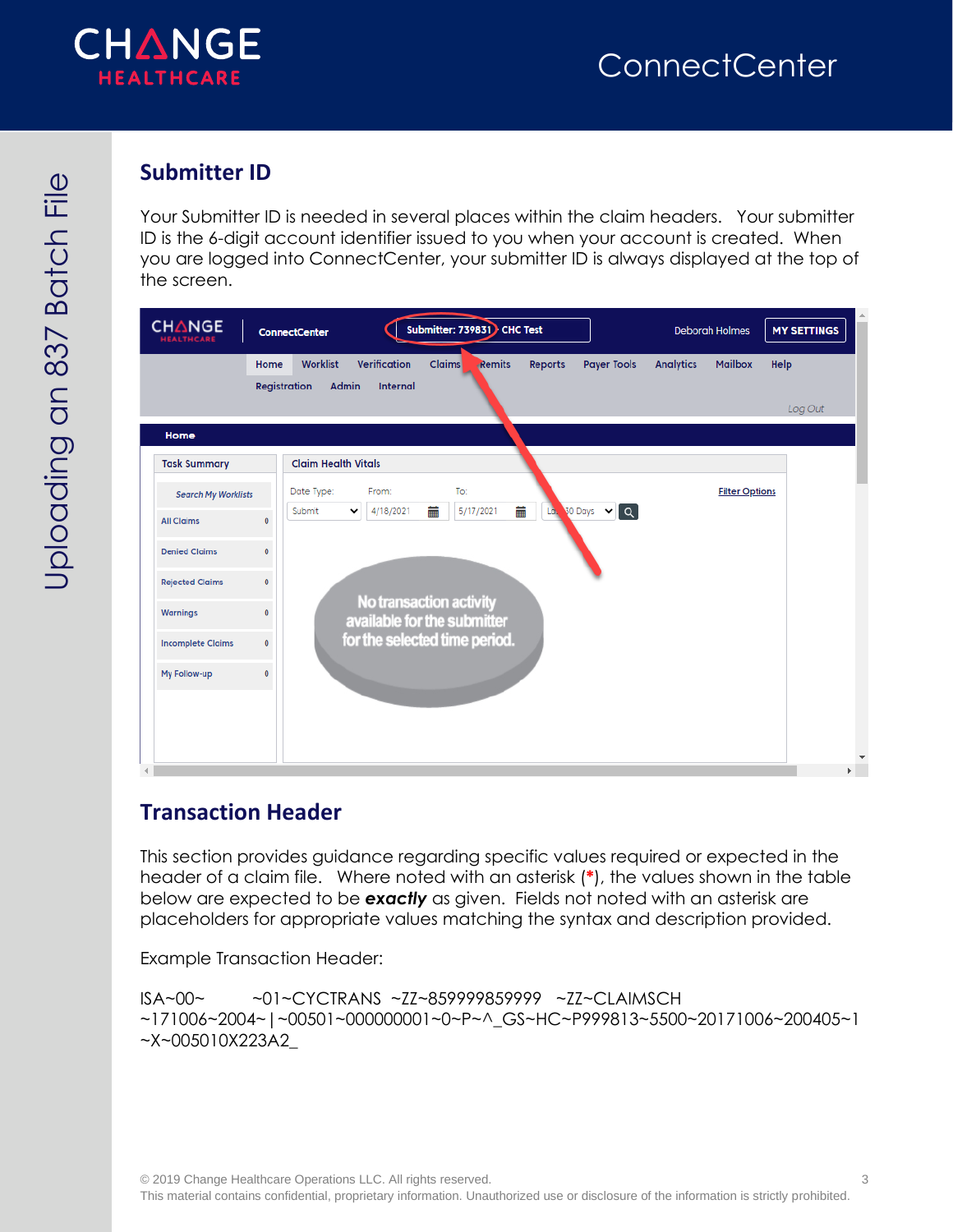## Submitter ID

Your Submitter ID is needed in several places within the claim headers. Your submitter ID is the 6-digit account identifier issued to you when your account is created. When you are logged into ConnectCenter, your submitter ID is always displayed at the top of the screen.

## Transaction Header

This section provides guidance regarding specific values required or expected in the header of a claim file. Where noted with an asterisk (*), the values shown in the table below are expected to be ***exactly*** as given. Fields not noted with an asterisk are placeholders for appropriate values matching the syntax and description provided.

Example Transaction Header:

```
ISA~00~          ~01~CYCTRANS  ~ZZ~859999859999   ~ZZ~CLAIMSCH
~171006~2004~|~00501~000000001~0~P~^_GS~HC~P999813~5500~20171006~200405~1
~X~005010X223A2_
```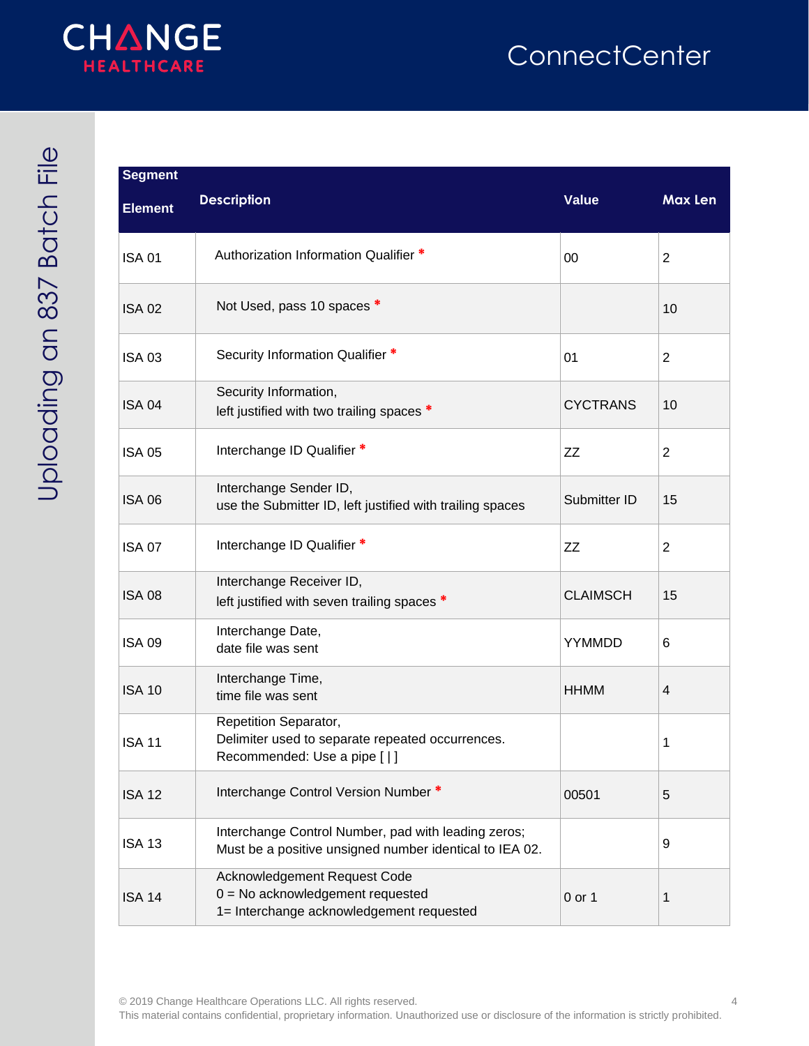| Segment Element | Description | Value | Max Len |
|---|---|---|---|
| ISA 01 | Authorization Information Qualifier * | 00 | 2 |
| ISA 02 | Not Used, pass 10 spaces * | | 10 |
| ISA 03 | Security Information Qualifier * | 01 | 2 |
| ISA 04 | Security Information, left justified with two trailing spaces * | CYCTRANS | 10 |
| ISA 05 | Interchange ID Qualifier * | ZZ | 2 |
| ISA 06 | Interchange Sender ID, use the Submitter ID, left justified with trailing spaces | Submitter ID | 15 |
| ISA 07 | Interchange ID Qualifier * | ZZ | 2 |
| ISA 08 | Interchange Receiver ID, left justified with seven trailing spaces * | CLAIMSCH | 15 |
| ISA 09 | Interchange Date, date file was sent | YYMMDD | 6 |
| ISA 10 | Interchange Time, time file was sent | HHMM | 4 |
| ISA 11 | Repetition Separator, Delimiter used to separate repeated occurrences. Recommended: Use a pipe [ \| ] | | 1 |
| ISA 12 | Interchange Control Version Number * | 00501 | 5 |
| ISA 13 | Interchange Control Number, pad with leading zeros; Must be a positive unsigned number identical to IEA 02. | | 9 |
| ISA 14 | Acknowledgement Request Code 0 = No acknowledgement requested 1= Interchange acknowledgement requested | 0 or 1 | 1 |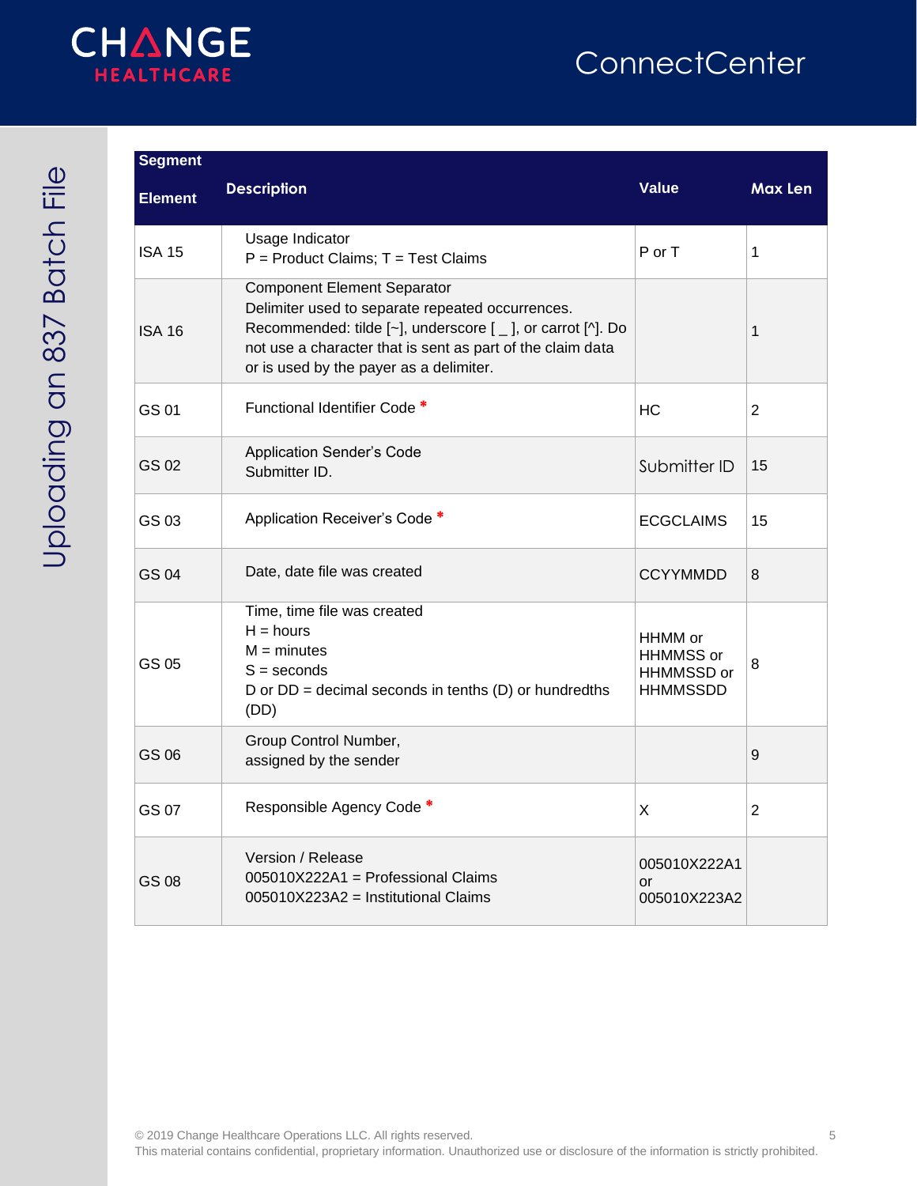| Segment Element | Description | Value | Max Len |
|---|---|---|---|
| ISA 15 | Usage Indicator<br>P = Product Claims; T = Test Claims | P or T | 1 |
| ISA 16 | Component Element Separator<br>Delimiter used to separate repeated occurrences.<br>Recommended: tilde [~], underscore [ _ ], or carrot [^]. Do not use a character that is sent as part of the claim data or is used by the payer as a delimiter. | | 1 |
| GS 01 | Functional Identifier Code * | HC | 2 |
| GS 02 | Application Sender's Code<br>Submitter ID. | Submitter ID | 15 |
| GS 03 | Application Receiver's Code * | ECGCLAIMS | 15 |
| GS 04 | Date, date file was created | CCYYMMDD | 8 |
| GS 05 | Time, time file was created<br>H = hours<br>M = minutes<br>S = seconds<br>D or DD = decimal seconds in tenths (D) or hundredths (DD) | HHMM or HHMMSS or HHMMSSD or HHMMSSDD | 8 |
| GS 06 | Group Control Number,<br>assigned by the sender | | 9 |
| GS 07 | Responsible Agency Code * | X | 2 |
| GS 08 | Version / Release<br>005010X222A1 = Professional Claims<br>005010X223A2 = Institutional Claims | 005010X222A1 or 005010X223A2 | |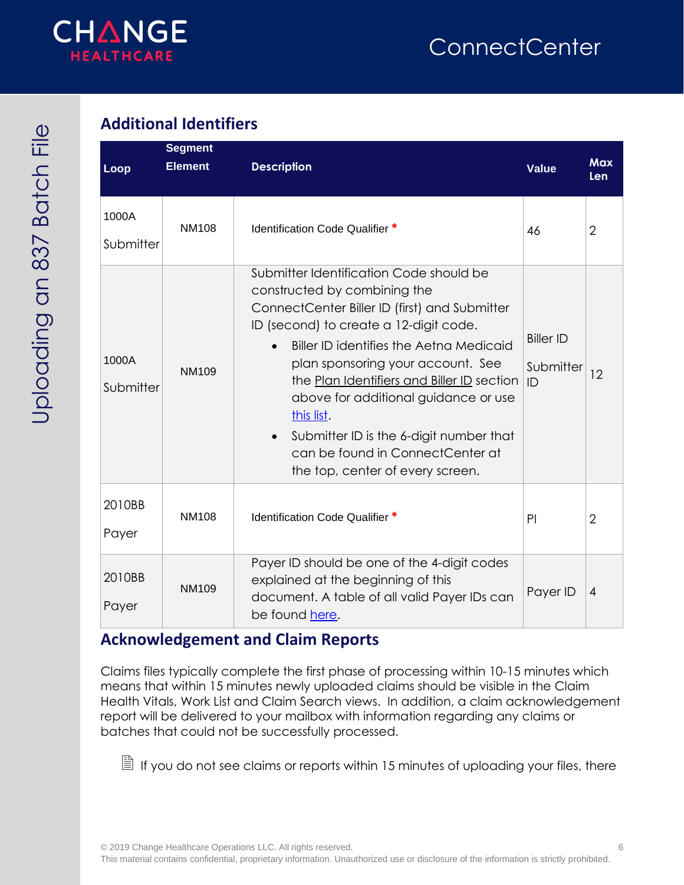## Additional Identifiers

| Loop | Segment Element | Description | Value | Max Len |
|---|---|---|---|---|
| 1000A Submitter | NM108 | Identification Code Qualifier * | 46 | 2 |
| 1000A Submitter | NM109 | Submitter Identification Code should be constructed by combining the ConnectCenter Biller ID (first) and Submitter ID (second) to create a 12-digit code.<br>• Biller ID identifies the Aetna Medicaid plan sponsoring your account. See the Plan Identifiers and Biller ID section above for additional guidance or use this list.<br>• Submitter ID is the 6-digit number that can be found in ConnectCenter at the top, center of every screen. | Biller ID<br>Submitter ID | 12 |
| 2010BB Payer | NM108 | Identification Code Qualifier * | PI | 2 |
| 2010BB Payer | NM109 | Payer ID should be one of the 4-digit codes explained at the beginning of this document. A table of all valid Payer IDs can be found here. | Payer ID | 4 |

## Acknowledgement and Claim Reports

Claims files typically complete the first phase of processing within 10-15 minutes which means that within 15 minutes newly uploaded claims should be visible in the Claim Health Vitals, Work List and Claim Search views. In addition, a claim acknowledgement report will be delivered to your mailbox with information regarding any claims or batches that could not be successfully processed.

If you do not see claims or reports within 15 minutes of uploading your files, there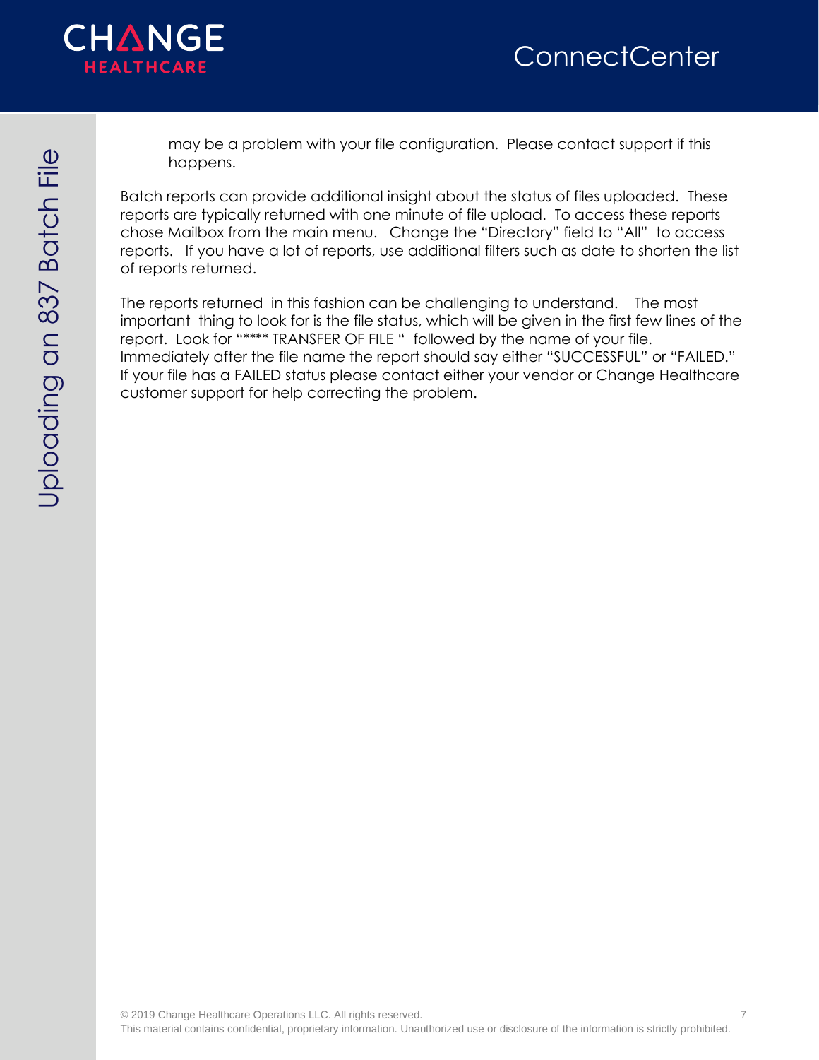may be a problem with your file configuration. Please contact support if this happens.

Batch reports can provide additional insight about the status of files uploaded. These reports are typically returned with one minute of file upload. To access these reports chose Mailbox from the main menu. Change the "Directory" field to "All" to access reports. If you have a lot of reports, use additional filters such as date to shorten the list of reports returned.

The reports returned in this fashion can be challenging to understand. The most important thing to look for is the file status, which will be given in the first few lines of the report. Look for "**** TRANSFER OF FILE " followed by the name of your file. Immediately after the file name the report should say either "SUCCESSFUL" or "FAILED." If your file has a FAILED status please contact either your vendor or Change Healthcare customer support for help correcting the problem.